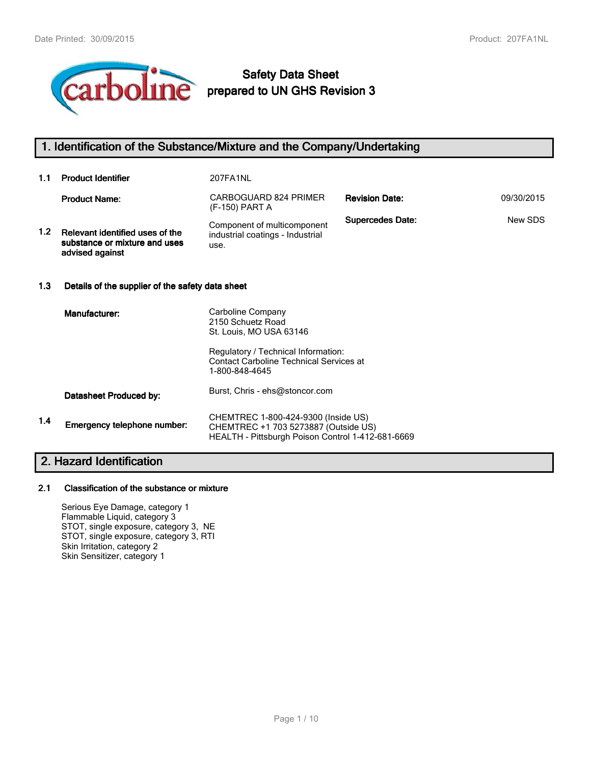# Safety Data Sheet prepared to UN GHS Revision 3

## 1. Identification of the Substance/Mixture and the Company/Undertaking

**1.1 Product Identifier** 207FA1NL

| | | | | |
|---|---|---|---|---|
| | **Product Name:** | CARBOGUARD 824 PRIMER (F-150) PART A | **Revision Date:** | 09/30/2015 |
| **1.2** | **Relevant identified uses of the substance or mixture and uses advised against** | Component of multicomponent industrial coatings - Industrial use. | **Supercedes Date:** | New SDS |

**1.3 Details of the supplier of the safety data sheet**

**Manufacturer:**

Carboline Company
2150 Schuetz Road
St. Louis, MO USA 63146

Regulatory / Technical Information:
Contact Carboline Technical Services at 1-800-848-4645

**Datasheet Produced by:** Burst, Chris - ehs@stoncor.com

**1.4 Emergency telephone number:**

CHEMTREC 1-800-424-9300 (Inside US)
CHEMTREC +1 703 5273887 (Outside US)
HEALTH - Pittsburgh Poison Control 1-412-681-6669

## 2. Hazard Identification

### 2.1 Classification of the substance or mixture

Serious Eye Damage, category 1
Flammable Liquid, category 3
STOT, single exposure, category 3, NE
STOT, single exposure, category 3, RTI
Skin Irritation, category 2
Skin Sensitizer, category 1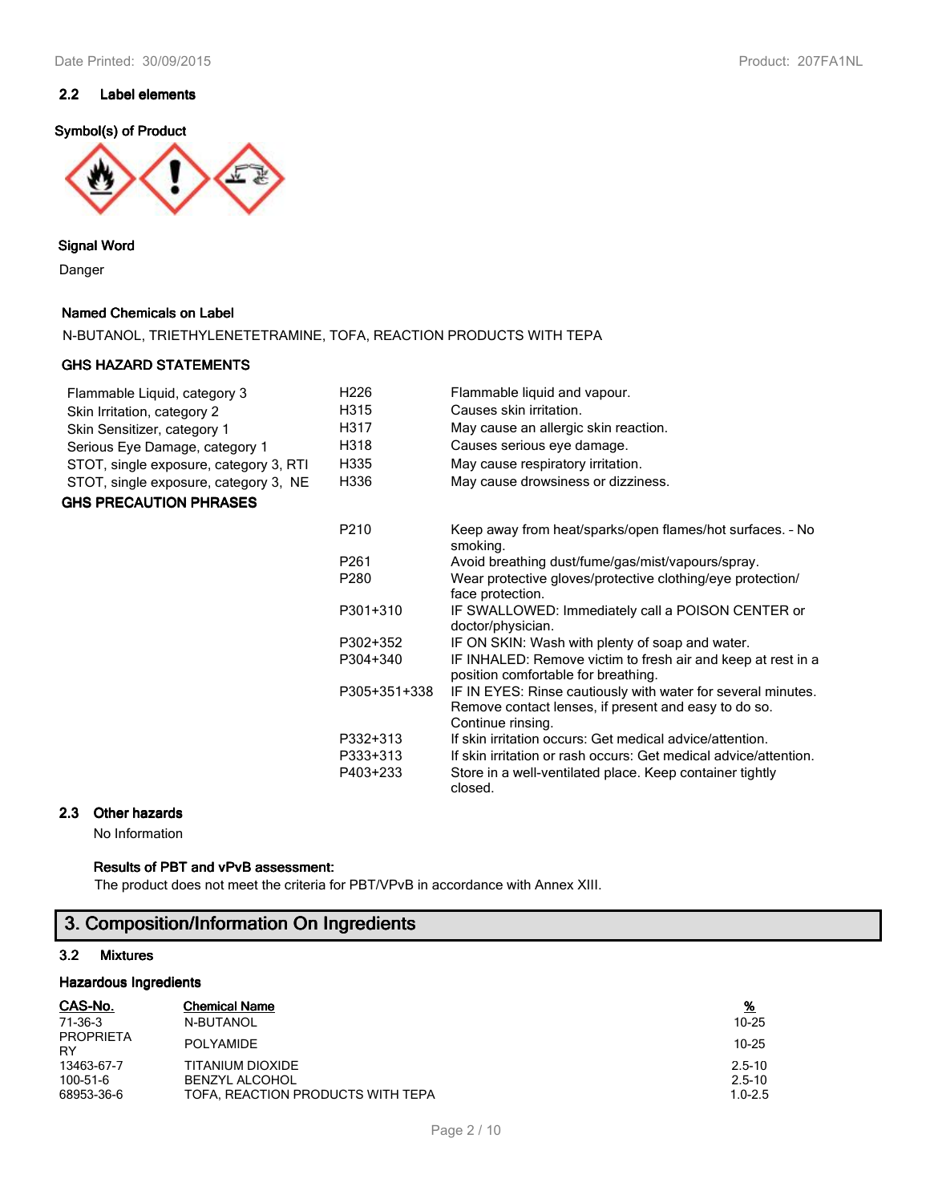### 2.2 Label elements

**Symbol(s) of Product**

**Signal Word**

Danger

**Named Chemicals on Label**

N-BUTANOL, TRIETHYLENETETRAMINE, TOFA, REACTION PRODUCTS WITH TEPA

**GHS HAZARD STATEMENTS**

| | | |
|---|---|---|
| Flammable Liquid, category 3 | H226 | Flammable liquid and vapour. |
| Skin Irritation, category 2 | H315 | Causes skin irritation. |
| Skin Sensitizer, category 1 | H317 | May cause an allergic skin reaction. |
| Serious Eye Damage, category 1 | H318 | Causes serious eye damage. |
| STOT, single exposure, category 3, RTI | H335 | May cause respiratory irritation. |
| STOT, single exposure, category 3, NE | H336 | May cause drowsiness or dizziness. |

**GHS PRECAUTION PHRASES**

| | |
|---|---|
| P210 | Keep away from heat/sparks/open flames/hot surfaces. - No smoking. |
| P261 | Avoid breathing dust/fume/gas/mist/vapours/spray. |
| P280 | Wear protective gloves/protective clothing/eye protection/ face protection. |
| P301+310 | IF SWALLOWED: Immediately call a POISON CENTER or doctor/physician. |
| P302+352 | IF ON SKIN: Wash with plenty of soap and water. |
| P304+340 | IF INHALED: Remove victim to fresh air and keep at rest in a position comfortable for breathing. |
| P305+351+338 | IF IN EYES: Rinse cautiously with water for several minutes. Remove contact lenses, if present and easy to do so. Continue rinsing. |
| P332+313 | If skin irritation occurs: Get medical advice/attention. |
| P333+313 | If skin irritation or rash occurs: Get medical advice/attention. |
| P403+233 | Store in a well-ventilated place. Keep container tightly closed. |

### 2.3 Other hazards

No Information

**Results of PBT and vPvB assessment:**

The product does not meet the criteria for PBT/VPvB in accordance with Annex XIII.

## 3. Composition/Information On Ingredients

### 3.2 Mixtures

**Hazardous Ingredients**

| CAS-No. | Chemical Name | % |
|---|---|---|
| 71-36-3 | N-BUTANOL | 10-25 |
| PROPRIETARY | POLYAMIDE | 10-25 |
| 13463-67-7 | TITANIUM DIOXIDE | 2.5-10 |
| 100-51-6 | BENZYL ALCOHOL | 2.5-10 |
| 68953-36-6 | TOFA, REACTION PRODUCTS WITH TEPA | 1.0-2.5 |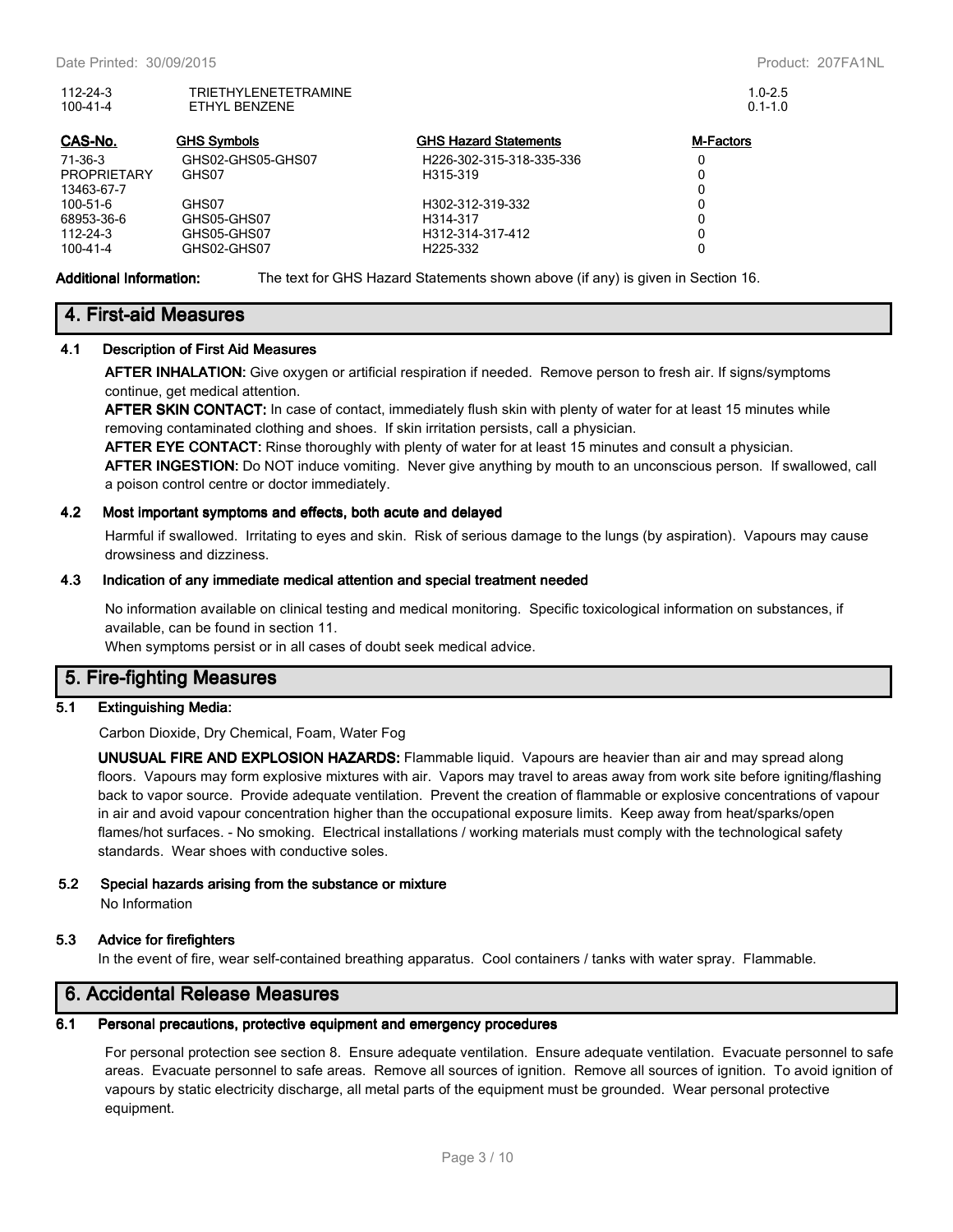| | | |
|---|---|---|
| 112-24-3 | TRIETHYLENETETRAMINE | 1.0-2.5 |
| 100-41-4 | ETHYL BENZENE | 0.1-1.0 |

| CAS-No. | GHS Symbols | GHS Hazard Statements | M-Factors |
|---|---|---|---|
| 71-36-3 | GHS02-GHS05-GHS07 | H226-302-315-318-335-336 | 0 |
| PROPRIETARY | GHS07 | H315-319 | 0 |
| 13463-67-7 | | | 0 |
| 100-51-6 | GHS07 | H302-312-319-332 | 0 |
| 68953-36-6 | GHS05-GHS07 | H314-317 | 0 |
| 112-24-3 | GHS05-GHS07 | H312-314-317-412 | 0 |
| 100-41-4 | GHS02-GHS07 | H225-332 | 0 |

**Additional Information:** The text for GHS Hazard Statements shown above (if any) is given in Section 16.

## 4. First-aid Measures

### 4.1 Description of First Aid Measures

**AFTER INHALATION:** Give oxygen or artificial respiration if needed. Remove person to fresh air. If signs/symptoms continue, get medical attention.

**AFTER SKIN CONTACT:** In case of contact, immediately flush skin with plenty of water for at least 15 minutes while removing contaminated clothing and shoes. If skin irritation persists, call a physician.

**AFTER EYE CONTACT:** Rinse thoroughly with plenty of water for at least 15 minutes and consult a physician.

**AFTER INGESTION:** Do NOT induce vomiting. Never give anything by mouth to an unconscious person. If swallowed, call a poison control centre or doctor immediately.

### 4.2 Most important symptoms and effects, both acute and delayed

Harmful if swallowed. Irritating to eyes and skin. Risk of serious damage to the lungs (by aspiration). Vapours may cause drowsiness and dizziness.

### 4.3 Indication of any immediate medical attention and special treatment needed

No information available on clinical testing and medical monitoring. Specific toxicological information on substances, if available, can be found in section 11.

When symptoms persist or in all cases of doubt seek medical advice.

## 5. Fire-fighting Measures

### 5.1 Extinguishing Media:

Carbon Dioxide, Dry Chemical, Foam, Water Fog

**UNUSUAL FIRE AND EXPLOSION HAZARDS:** Flammable liquid. Vapours are heavier than air and may spread along floors. Vapours may form explosive mixtures with air. Vapors may travel to areas away from work site before igniting/flashing back to vapor source. Provide adequate ventilation. Prevent the creation of flammable or explosive concentrations of vapour in air and avoid vapour concentration higher than the occupational exposure limits. Keep away from heat/sparks/open flames/hot surfaces. - No smoking. Electrical installations / working materials must comply with the technological safety standards. Wear shoes with conductive soles.

### 5.2 Special hazards arising from the substance or mixture

No Information

### 5.3 Advice for firefighters

In the event of fire, wear self-contained breathing apparatus. Cool containers / tanks with water spray. Flammable.

## 6. Accidental Release Measures

### 6.1 Personal precautions, protective equipment and emergency procedures

For personal protection see section 8. Ensure adequate ventilation. Ensure adequate ventilation. Evacuate personnel to safe areas. Evacuate personnel to safe areas. Remove all sources of ignition. Remove all sources of ignition. To avoid ignition of vapours by static electricity discharge, all metal parts of the equipment must be grounded. Wear personal protective equipment.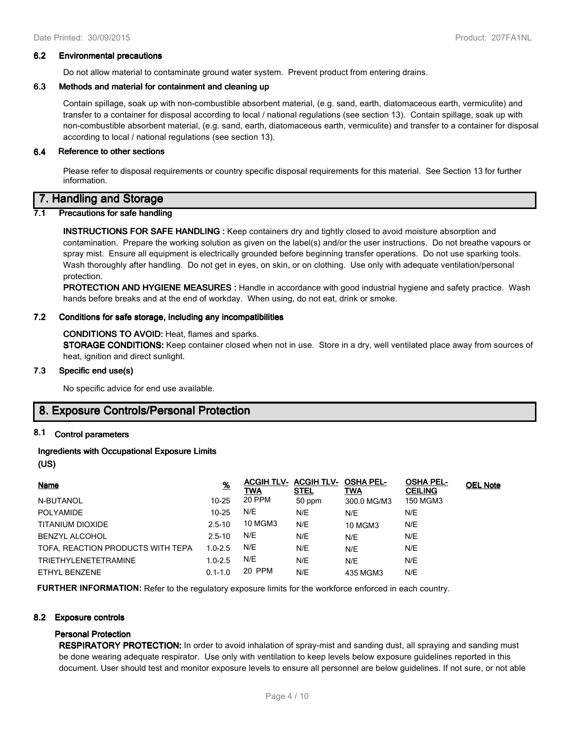### 6.2 Environmental precautions

Do not allow material to contaminate ground water system. Prevent product from entering drains.

### 6.3 Methods and material for containment and cleaning up

Contain spillage, soak up with non-combustible absorbent material, (e.g. sand, earth, diatomaceous earth, vermiculite) and transfer to a container for disposal according to local / national regulations (see section 13). Contain spillage, soak up with non-combustible absorbent material, (e.g. sand, earth, diatomaceous earth, vermiculite) and transfer to a container for disposal according to local / national regulations (see section 13).

### 6.4 Reference to other sections

Please refer to disposal requirements or country specific disposal requirements for this material. See Section 13 for further information.

## 7. Handling and Storage

### 7.1 Precautions for safe handling

**INSTRUCTIONS FOR SAFE HANDLING :** Keep containers dry and tightly closed to avoid moisture absorption and contamination. Prepare the working solution as given on the label(s) and/or the user instructions. Do not breathe vapours or spray mist. Ensure all equipment is electrically grounded before beginning transfer operations. Do not use sparking tools. Wash thoroughly after handling. Do not get in eyes, on skin, or on clothing. Use only with adequate ventilation/personal protection.

**PROTECTION AND HYGIENE MEASURES :** Handle in accordance with good industrial hygiene and safety practice. Wash hands before breaks and at the end of workday. When using, do not eat, drink or smoke.

### 7.2 Conditions for safe storage, including any incompatibilities

**CONDITIONS TO AVOID:** Heat, flames and sparks.

**STORAGE CONDITIONS:** Keep container closed when not in use. Store in a dry, well ventilated place away from sources of heat, ignition and direct sunlight.

### 7.3 Specific end use(s)

No specific advice for end use available.

## 8. Exposure Controls/Personal Protection

### 8.1 Control parameters

**Ingredients with Occupational Exposure Limits (US)**

| Name | % | ACGIH TLV-TWA | ACGIH TLV-STEL | OSHA PEL-TWA | OSHA PEL-CEILING | OEL Note |
|---|---|---|---|---|---|---|
| N-BUTANOL | 10-25 | 20 PPM | 50 ppm | 300.0 MG/M3 | 150 MGM3 | |
| POLYAMIDE | 10-25 | N/E | N/E | N/E | N/E | |
| TITANIUM DIOXIDE | 2.5-10 | 10 MGM3 | N/E | 10 MGM3 | N/E | |
| BENZYL ALCOHOL | 2.5-10 | N/E | N/E | N/E | N/E | |
| TOFA, REACTION PRODUCTS WITH TEPA | 1.0-2.5 | N/E | N/E | N/E | N/E | |
| TRIETHYLENETETRAMINE | 1.0-2.5 | N/E | N/E | N/E | N/E | |
| ETHYL BENZENE | 0.1-1.0 | 20 PPM | N/E | 435 MGM3 | N/E | |

**FURTHER INFORMATION:** Refer to the regulatory exposure limits for the workforce enforced in each country.

### 8.2 Exposure controls

**Personal Protection**

**RESPIRATORY PROTECTION:** In order to avoid inhalation of spray-mist and sanding dust, all spraying and sanding must be done wearing adequate respirator. Use only with ventilation to keep levels below exposure guidelines reported in this document. User should test and monitor exposure levels to ensure all personnel are below guidelines. If not sure, or not able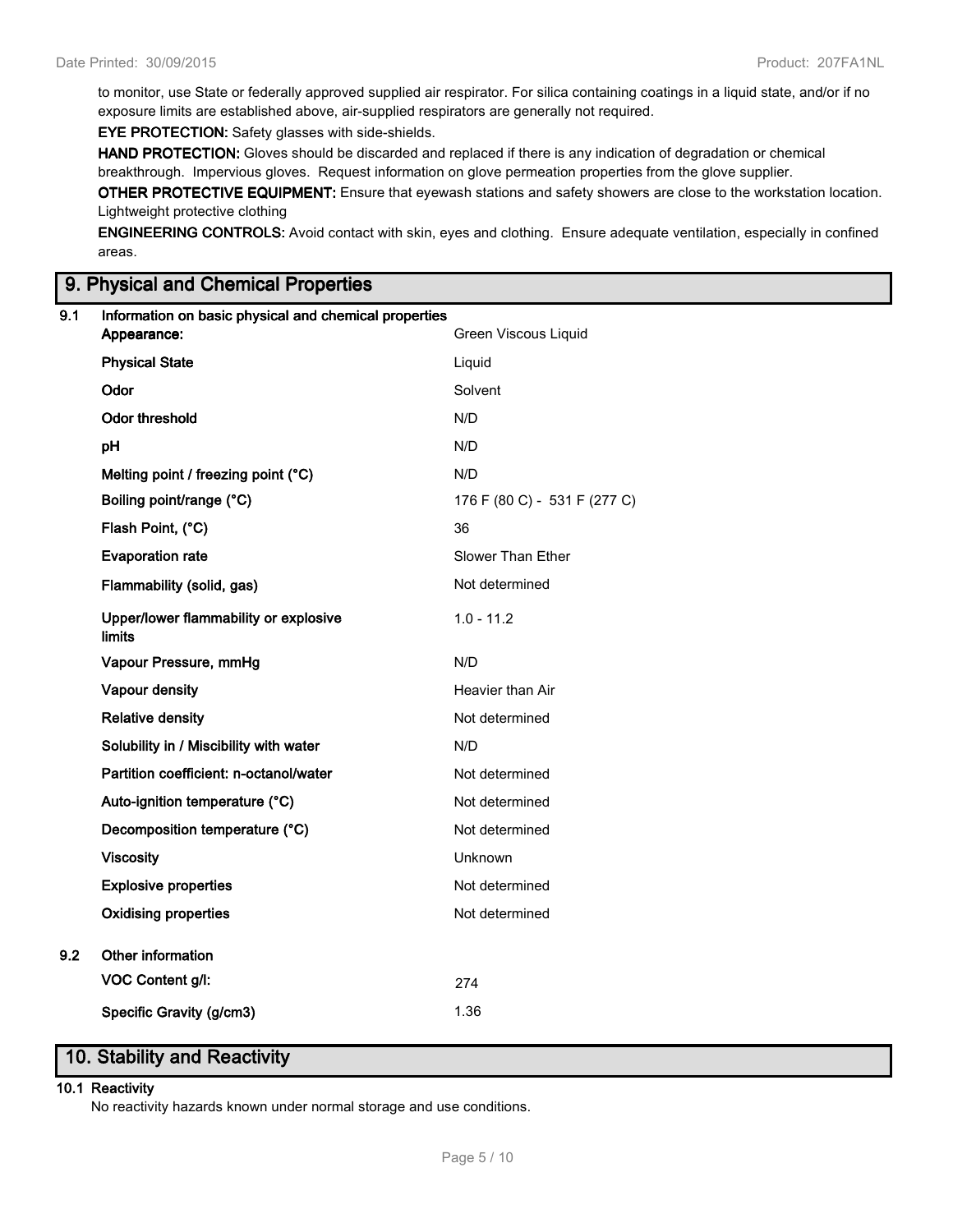to monitor, use State or federally approved supplied air respirator. For silica containing coatings in a liquid state, and/or if no exposure limits are established above, air-supplied respirators are generally not required.

**EYE PROTECTION:** Safety glasses with side-shields.

**HAND PROTECTION:** Gloves should be discarded and replaced if there is any indication of degradation or chemical breakthrough. Impervious gloves. Request information on glove permeation properties from the glove supplier.

**OTHER PROTECTIVE EQUIPMENT:** Ensure that eyewash stations and safety showers are close to the workstation location. Lightweight protective clothing

**ENGINEERING CONTROLS:** Avoid contact with skin, eyes and clothing. Ensure adequate ventilation, especially in confined areas.

## 9. Physical and Chemical Properties

### 9.1 Information on basic physical and chemical properties

| Property | Value |
|---|---|
| **Appearance:** | Green Viscous Liquid |
| **Physical State** | Liquid |
| **Odor** | Solvent |
| **Odor threshold** | N/D |
| **pH** | N/D |
| **Melting point / freezing point (°C)** | N/D |
| **Boiling point/range (°C)** | 176 F (80 C) - 531 F (277 C) |
| **Flash Point, (°C)** | 36 |
| **Evaporation rate** | Slower Than Ether |
| **Flammability (solid, gas)** | Not determined |
| **Upper/lower flammability or explosive limits** | 1.0 - 11.2 |
| **Vapour Pressure, mmHg** | N/D |
| **Vapour density** | Heavier than Air |
| **Relative density** | Not determined |
| **Solubility in / Miscibility with water** | N/D |
| **Partition coefficient: n-octanol/water** | Not determined |
| **Auto-ignition temperature (°C)** | Not determined |
| **Decomposition temperature (°C)** | Not determined |
| **Viscosity** | Unknown |
| **Explosive properties** | Not determined |
| **Oxidising properties** | Not determined |

### 9.2 Other information

| Property | Value |
|---|---|
| **VOC Content g/l:** | 274 |
| **Specific Gravity (g/cm3)** | 1.36 |

## 10. Stability and Reactivity

### 10.1 Reactivity

No reactivity hazards known under normal storage and use conditions.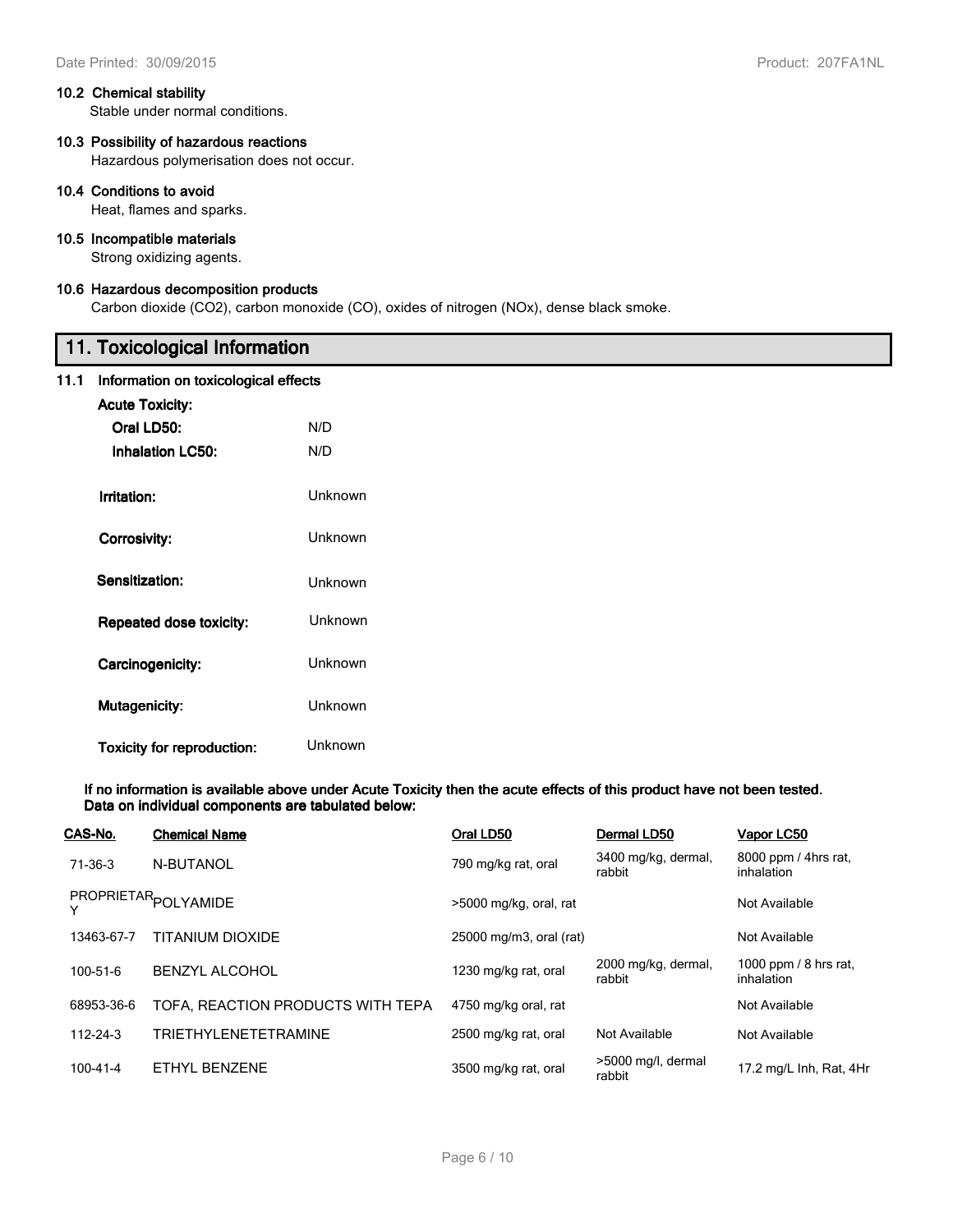#### 10.2 Chemical stability

Stable under normal conditions.

#### 10.3 Possibility of hazardous reactions

Hazardous polymerisation does not occur.

#### 10.4 Conditions to avoid

Heat, flames and sparks.

#### 10.5 Incompatible materials

Strong oxidizing agents.

#### 10.6 Hazardous decomposition products

Carbon dioxide ($CO_2$), carbon monoxide (CO), oxides of nitrogen (NOx), dense black smoke.

## 11. Toxicological Information

#### 11.1 Information on toxicological effects

**Acute Toxicity:**

**Oral LD50:** N/D

**Inhalation LC50:** N/D

**Irritation:** Unknown

**Corrosivity:** Unknown

**Sensitization:** Unknown

**Repeated dose toxicity:** Unknown

**Carcinogenicity:** Unknown

**Mutagenicity:** Unknown

**Toxicity for reproduction:** Unknown

**If no information is available above under Acute Toxicity then the acute effects of this product have not been tested. Data on individual components are tabulated below:**

| CAS-No. | Chemical Name | Oral LD50 | Dermal LD50 | Vapor LC50 |
|---|---|---|---|---|
| 71-36-3 | N-BUTANOL | 790 mg/kg rat, oral | 3400 mg/kg, dermal, rabbit | 8000 ppm / 4hrs rat, inhalation |
| PROPRIETARY | POLYAMIDE | >5000 mg/kg, oral, rat | | Not Available |
| 13463-67-7 | TITANIUM DIOXIDE | 25000 mg/m3, oral (rat) | | Not Available |
| 100-51-6 | BENZYL ALCOHOL | 1230 mg/kg rat, oral | 2000 mg/kg, dermal, rabbit | 1000 ppm / 8 hrs rat, inhalation |
| 68953-36-6 | TOFA, REACTION PRODUCTS WITH TEPA | 4750 mg/kg oral, rat | | Not Available |
| 112-24-3 | TRIETHYLENETETRAMINE | 2500 mg/kg rat, oral | Not Available | Not Available |
| 100-41-4 | ETHYL BENZENE | 3500 mg/kg rat, oral | >5000 mg/l, dermal rabbit | 17.2 mg/L Inh, Rat, 4Hr |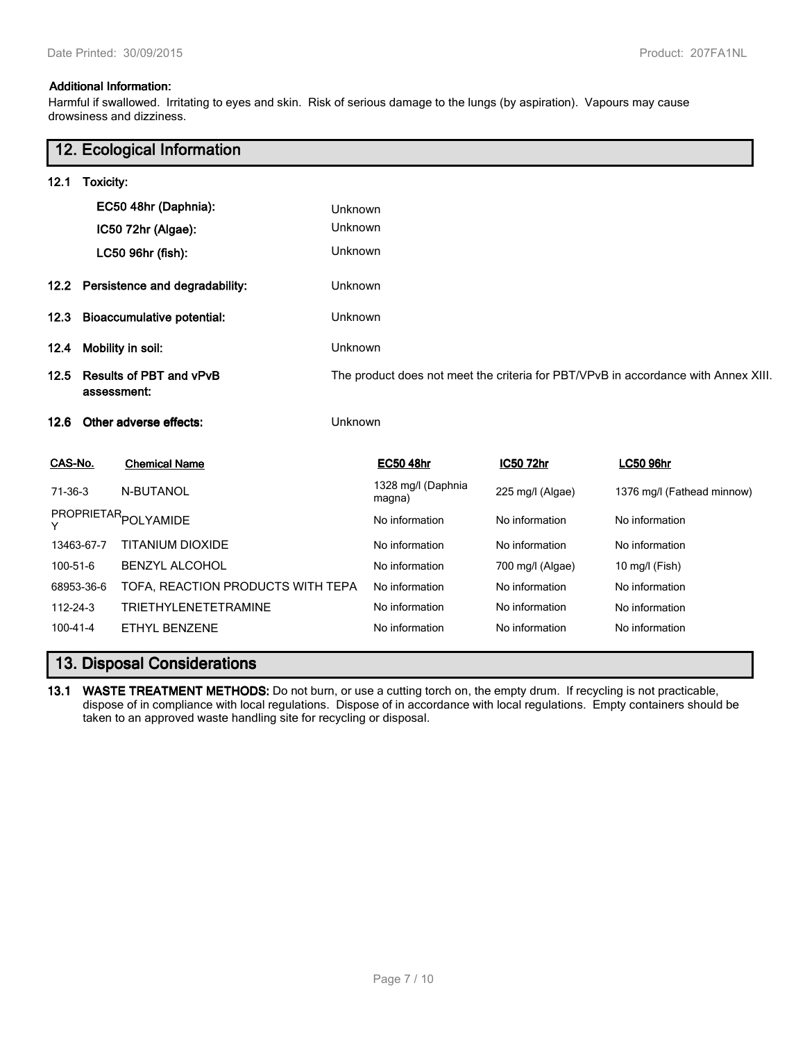**Additional Information:**

Harmful if swallowed. Irritating to eyes and skin. Risk of serious damage to the lungs (by aspiration). Vapours may cause drowsiness and dizziness.

## 12. Ecological Information

**12.1 Toxicity:**

| | |
|---|---|
| **EC50 48hr (Daphnia):** | Unknown |
| **IC50 72hr (Algae):** | Unknown |
| **LC50 96hr (fish):** | Unknown |

**12.2 Persistence and degradability:** Unknown

**12.3 Bioaccumulative potential:** Unknown

**12.4 Mobility in soil:** Unknown

**12.5 Results of PBT and vPvB assessment:** The product does not meet the criteria for PBT/VPvB in accordance with Annex XIII.

**12.6 Other adverse effects:** Unknown

| CAS-No. | Chemical Name | EC50 48hr | IC50 72hr | LC50 96hr |
|---|---|---|---|---|
| 71-36-3 | N-BUTANOL | 1328 mg/l (Daphnia magna) | 225 mg/l (Algae) | 1376 mg/l (Fathead minnow) |
| PROPRIETARY | POLYAMIDE | No information | No information | No information |
| 13463-67-7 | TITANIUM DIOXIDE | No information | No information | No information |
| 100-51-6 | BENZYL ALCOHOL | No information | 700 mg/l (Algae) | 10 mg/l (Fish) |
| 68953-36-6 | TOFA, REACTION PRODUCTS WITH TEPA | No information | No information | No information |
| 112-24-3 | TRIETHYLENETETRAMINE | No information | No information | No information |
| 100-41-4 | ETHYL BENZENE | No information | No information | No information |

## 13. Disposal Considerations

**13.1 WASTE TREATMENT METHODS:** Do not burn, or use a cutting torch on, the empty drum. If recycling is not practicable, dispose of in compliance with local regulations. Dispose of in accordance with local regulations. Empty containers should be taken to an approved waste handling site for recycling or disposal.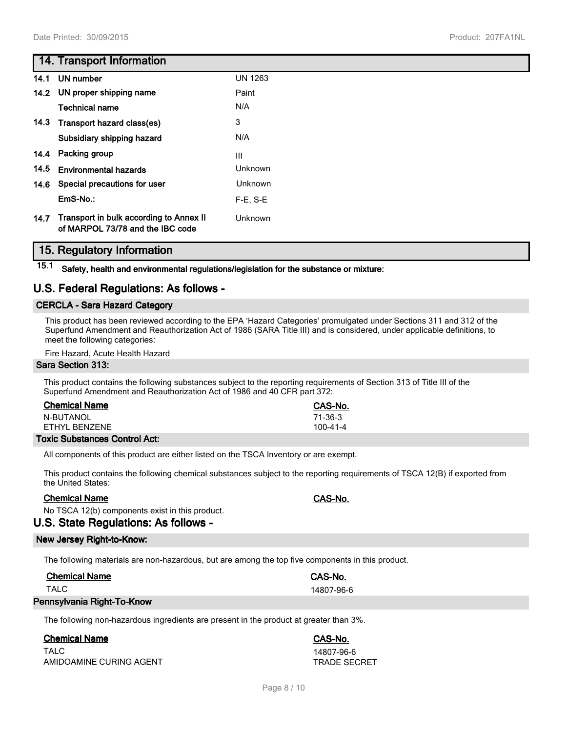## 14. Transport Information

| | | |
|---|---|---|
| 14.1 | UN number | UN 1263 |
| 14.2 | UN proper shipping name | Paint |
| | Technical name | N/A |
| 14.3 | Transport hazard class(es) | 3 |
| | Subsidiary shipping hazard | N/A |
| 14.4 | Packing group | III |
| 14.5 | Environmental hazards | Unknown |
| 14.6 | Special precautions for user | Unknown |
| | EmS-No.: | F-E, S-E |
| 14.7 | Transport in bulk according to Annex II of MARPOL 73/78 and the IBC code | Unknown |

## 15. Regulatory Information

**15.1 Safety, health and environmental regulations/legislation for the substance or mixture:**

## U.S. Federal Regulations: As follows -

### CERCLA - Sara Hazard Category

This product has been reviewed according to the EPA 'Hazard Categories' promulgated under Sections 311 and 312 of the Superfund Amendment and Reauthorization Act of 1986 (SARA Title III) and is considered, under applicable definitions, to meet the following categories:

Fire Hazard, Acute Health Hazard

### Sara Section 313:

This product contains the following substances subject to the reporting requirements of Section 313 of Title III of the Superfund Amendment and Reauthorization Act of 1986 and 40 CFR part 372:

| Chemical Name | CAS-No. |
|---|---|
| N-BUTANOL | 71-36-3 |
| ETHYL BENZENE | 100-41-4 |

### Toxic Substances Control Act:

All components of this product are either listed on the TSCA Inventory or are exempt.

This product contains the following chemical substances subject to the reporting requirements of TSCA 12(B) if exported from the United States:

| Chemical Name | CAS-No. |
|---|---|

No TSCA 12(b) components exist in this product.

## U.S. State Regulations: As follows -

### New Jersey Right-to-Know:

The following materials are non-hazardous, but are among the top five components in this product.

| Chemical Name | CAS-No. |
|---|---|
| TALC | 14807-96-6 |

### Pennsylvania Right-To-Know

The following non-hazardous ingredients are present in the product at greater than 3%.

| Chemical Name | CAS-No. |
|---|---|
| TALC | 14807-96-6 |
| AMIDOAMINE CURING AGENT | TRADE SECRET |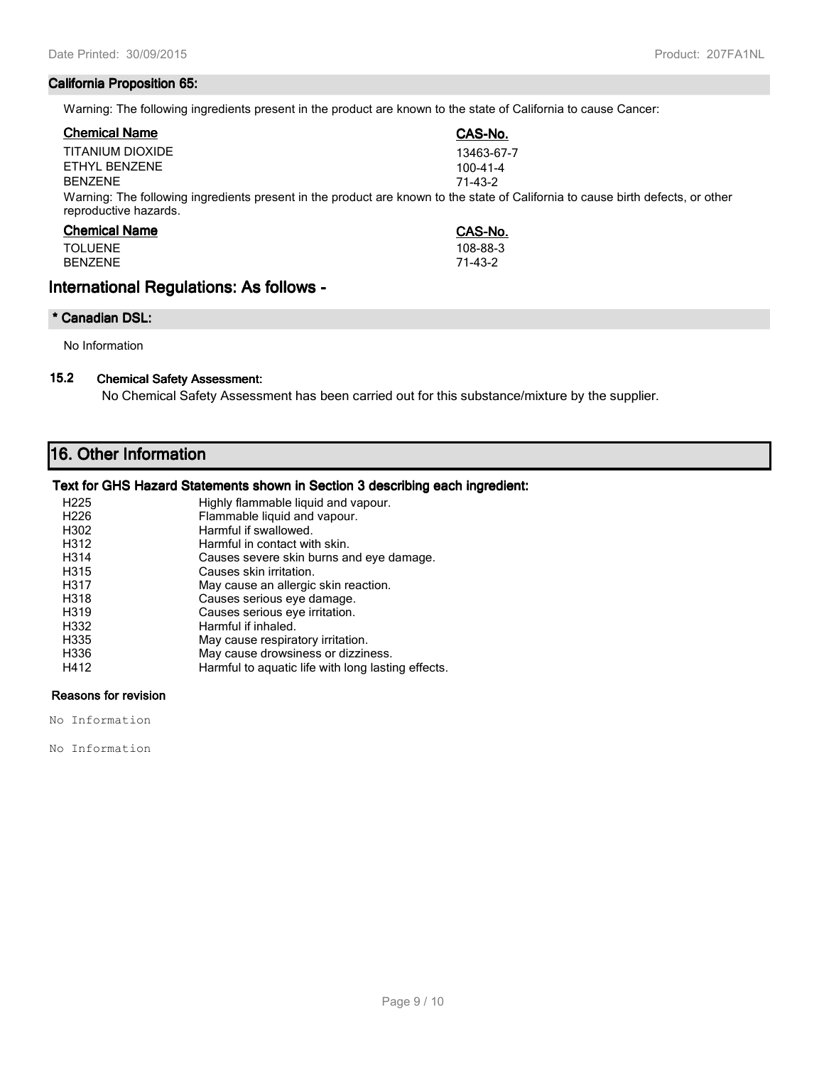### California Proposition 65:

Warning: The following ingredients present in the product are known to the state of California to cause Cancer:

| Chemical Name | CAS-No. |
|---|---|
| TITANIUM DIOXIDE | 13463-67-7 |
| ETHYL BENZENE | 100-41-4 |
| BENZENE | 71-43-2 |

Warning: The following ingredients present in the product are known to the state of California to cause birth defects, or other reproductive hazards.

| Chemical Name | CAS-No. |
|---|---|
| TOLUENE | 108-88-3 |
| BENZENE | 71-43-2 |

## International Regulations: As follows -

### * Canadian DSL:

No Information

### 15.2 Chemical Safety Assessment:

No Chemical Safety Assessment has been carried out for this substance/mixture by the supplier.

## 16. Other Information

### Text for GHS Hazard Statements shown in Section 3 describing each ingredient:

| | |
|---|---|
| H225 | Highly flammable liquid and vapour. |
| H226 | Flammable liquid and vapour. |
| H302 | Harmful if swallowed. |
| H312 | Harmful in contact with skin. |
| H314 | Causes severe skin burns and eye damage. |
| H315 | Causes skin irritation. |
| H317 | May cause an allergic skin reaction. |
| H318 | Causes serious eye damage. |
| H319 | Causes serious eye irritation. |
| H332 | Harmful if inhaled. |
| H335 | May cause respiratory irritation. |
| H336 | May cause drowsiness or dizziness. |
| H412 | Harmful to aquatic life with long lasting effects. |

### Reasons for revision

No Information

No Information